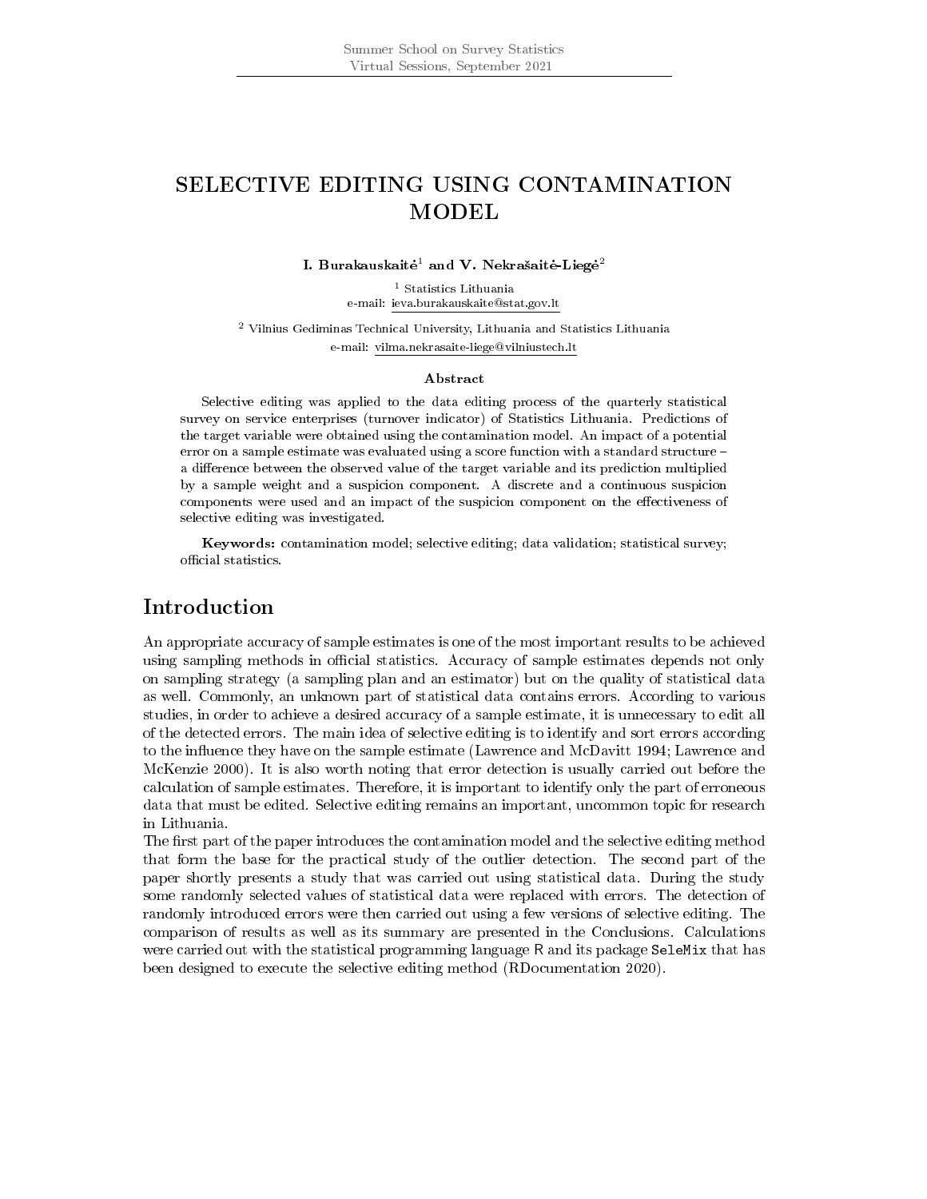# SELECTIVE EDITING USING CONTAMINATION MODEL

**I. Burakauskaitė[1] and V. Nekrašaitė-Liegė[2]**

[1] Statistics Lithuania
e-mail: ieva.burakauskaite@stat.gov.lt

[2] Vilnius Gediminas Technical University, Lithuania and Statistics Lithuania
e-mail: vilma.nekrasaite-liege@vilniustech.lt

### Abstract

Selective editing was applied to the data editing process of the quarterly statistical survey on service enterprises (turnover indicator) of Statistics Lithuania. Predictions of the target variable were obtained using the contamination model. An impact of a potential error on a sample estimate was evaluated using a score function with a standard structure – a difference between the observed value of the target variable and its prediction multiplied by a sample weight and a suspicion component. A discrete and a continuous suspicion components were used and an impact of the suspicion component on the effectiveness of selective editing was investigated.

**Keywords:** contamination model; selective editing; data validation; statistical survey; official statistics.

## Introduction

An appropriate accuracy of sample estimates is one of the most important results to be achieved using sampling methods in official statistics. Accuracy of sample estimates depends not only on sampling strategy (a sampling plan and an estimator) but on the quality of statistical data as well. Commonly, an unknown part of statistical data contains errors. According to various studies, in order to achieve a desired accuracy of a sample estimate, it is unnecessary to edit all of the detected errors. The main idea of selective editing is to identify and sort errors according to the influence they have on the sample estimate (Lawrence and McDavitt 1994; Lawrence and McKenzie 2000). It is also worth noting that error detection is usually carried out before the calculation of sample estimates. Therefore, it is important to identify only the part of erroneous data that must be edited. Selective editing remains an important, uncommon topic for research in Lithuania.

The first part of the paper introduces the contamination model and the selective editing method that form the base for the practical study of the outlier detection. The second part of the paper shortly presents a study that was carried out using statistical data. During the study some randomly selected values of statistical data were replaced with errors. The detection of randomly introduced errors were then carried out using a few versions of selective editing. The comparison of results as well as its summary are presented in the Conclusions. Calculations were carried out with the statistical programming language R and its package `SeleMix` that has been designed to execute the selective editing method (RDocumentation 2020).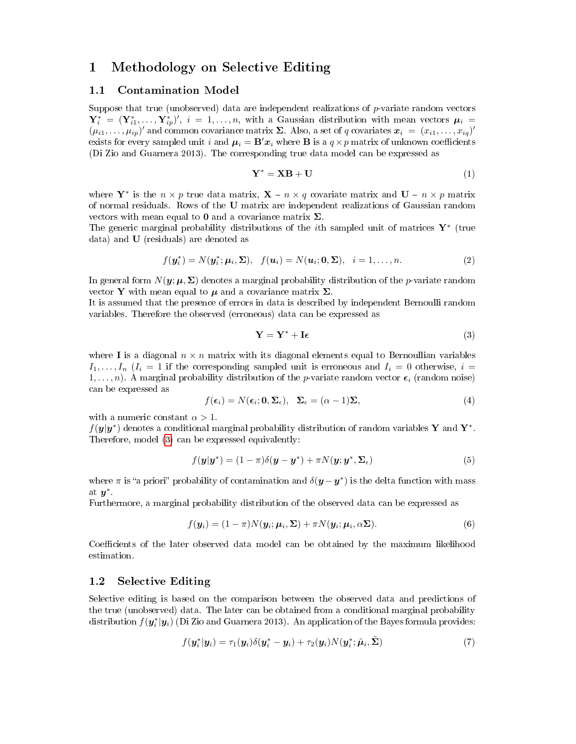# 1 Methodology on Selective Editing

## 1.1 Contamination Model

Suppose that true (unobserved) data are independent realizations of $p$-variate random vectors $\mathbf{Y}_i^* = (\mathbf{Y}_{i1}^*, \ldots, \mathbf{Y}_{ip}^*)'$, $i = 1, \ldots, n$, with a Gaussian distribution with mean vectors $\boldsymbol{\mu}_i = (\mu_{i1}, \ldots, \mu_{ip})'$ and common covariance matrix $\boldsymbol{\Sigma}$. Also, a set of $q$ covariates $\boldsymbol{x}_i = (x_{i1}, \ldots, x_{iq})'$ exists for every sampled unit $i$ and $\boldsymbol{\mu}_i = \mathbf{B}'\boldsymbol{x}_i$ where $\mathbf{B}$ is a $q \times p$ matrix of unknown coefficients (Di Zio and Guarnera 2013). The corresponding true data model can be expressed as

$$\mathbf{Y}^* = \mathbf{X}\mathbf{B} + \mathbf{U} \tag{1}$$

where $\mathbf{Y}^*$ is the $n \times p$ true data matrix, $\mathbf{X}$ – $n \times q$ covariate matrix and $\mathbf{U}$ – $n \times p$ matrix of normal residuals. Rows of the $\mathbf{U}$ matrix are independent realizations of Gaussian random vectors with mean equal to $\mathbf{0}$ and a covariance matrix $\boldsymbol{\Sigma}$.

The generic marginal probability distributions of the $i$th sampled unit of matrices $\mathbf{Y}^*$ (true data) and $\mathbf{U}$ (residuals) are denoted as

$$f(\boldsymbol{y}_i^*) = N(\boldsymbol{y}_i^*; \boldsymbol{\mu}_i, \boldsymbol{\Sigma}), \quad f(\boldsymbol{u}_i) = N(\boldsymbol{u}_i; \mathbf{0}, \boldsymbol{\Sigma}), \quad i = 1, \ldots, n. \tag{2}$$

In general form $N(\boldsymbol{y}; \boldsymbol{\mu}, \boldsymbol{\Sigma})$ denotes a marginal probability distribution of the $p$-variate random vector $\mathbf{Y}$ with mean equal to $\boldsymbol{\mu}$ and a covariance matrix $\boldsymbol{\Sigma}$.

It is assumed that the presence of errors in data is described by independent Bernoulli random variables. Therefore the observed (erroneous) data can be expressed as

$$\mathbf{Y} = \mathbf{Y}^* + \mathbf{I}\boldsymbol{\epsilon} \tag{3}$$

where $\mathbf{I}$ is a diagonal $n \times n$ matrix with its diagonal elements equal to Bernoullian variables $I_1, \ldots, I_n$ ($I_i = 1$ if the corresponding sampled unit is erroneous and $I_i = 0$ otherwise, $i = 1, \ldots, n$). A marginal probability distribution of the $p$-variate random vector $\boldsymbol{\epsilon}_i$ (random noise) can be expressed as

$$f(\boldsymbol{\epsilon}_i) = N(\boldsymbol{\epsilon}_i; \mathbf{0}, \boldsymbol{\Sigma}_\epsilon), \quad \boldsymbol{\Sigma}_\epsilon = (\alpha - 1)\boldsymbol{\Sigma}, \tag{4}$$

with a numeric constant $\alpha > 1$.

$f(\boldsymbol{y}|\boldsymbol{y}^*)$ denotes a conditional marginal probability distribution of random variables $\mathbf{Y}$ and $\mathbf{Y}^*$. Therefore, model (3) can be expressed equivalently:

$$f(\boldsymbol{y}|\boldsymbol{y}^*) = (1 - \pi)\delta(\boldsymbol{y} - \boldsymbol{y}^*) + \pi N(\boldsymbol{y}; \boldsymbol{y}^*, \boldsymbol{\Sigma}_\epsilon) \tag{5}$$

where $\pi$ is "a priori" probability of contamination and $\delta(\boldsymbol{y} - \boldsymbol{y}^*)$ is the delta function with mass at $\boldsymbol{y}^*$.

Furthermore, a marginal probability distribution of the observed data can be expressed as

$$f(\boldsymbol{y}_i) = (1 - \pi)N(\boldsymbol{y}_i; \boldsymbol{\mu}_i, \boldsymbol{\Sigma}) + \pi N(\boldsymbol{y}_i; \boldsymbol{\mu}_i, \alpha\boldsymbol{\Sigma}). \tag{6}$$

Coefficients of the later observed data model can be obtained by the maximum likelihood estimation.

## 1.2 Selective Editing

Selective editing is based on the comparison between the observed data and predictions of the true (unobserved) data. The later can be obtained from a conditional marginal probability distribution $f(\boldsymbol{y}_i^*|\boldsymbol{y}_i)$ (Di Zio and Guarnera 2013). An application of the Bayes formula provides:

$$f(\boldsymbol{y}_i^*|\boldsymbol{y}_i) = \tau_1(\boldsymbol{y}_i)\delta(\boldsymbol{y}_i^* - \boldsymbol{y}_i) + \tau_2(\boldsymbol{y}_i)N(\boldsymbol{y}_i^*; \tilde{\boldsymbol{\mu}}_i, \tilde{\boldsymbol{\Sigma}}) \tag{7}$$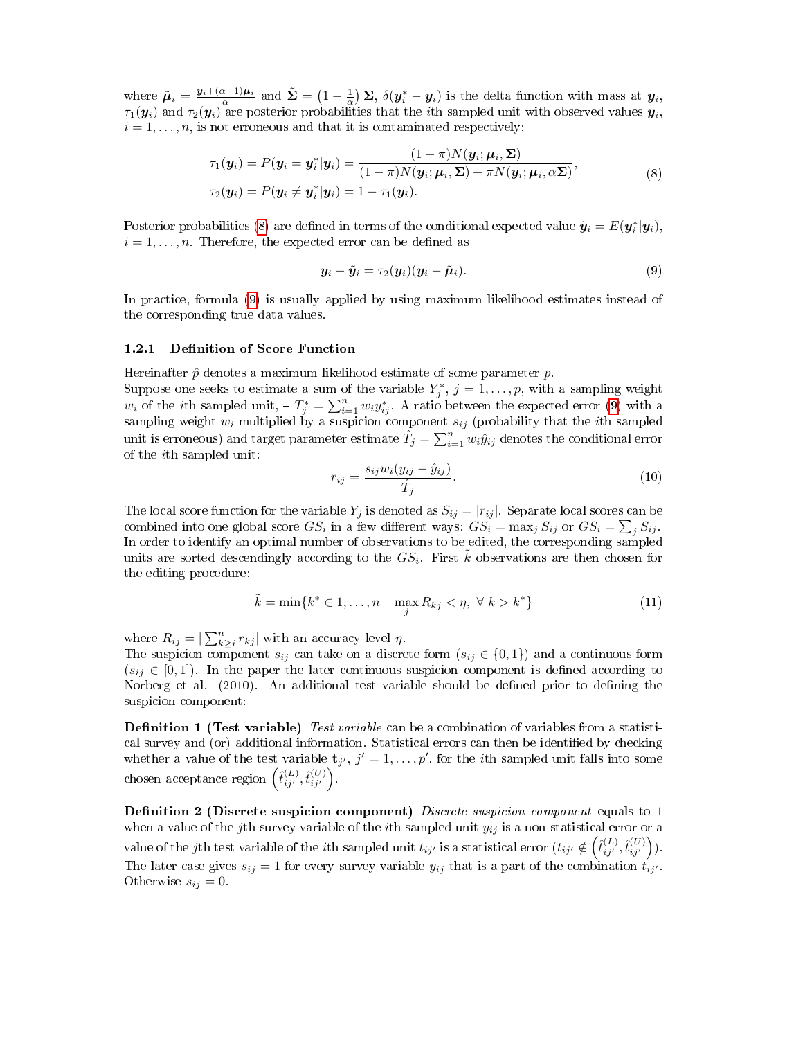where $\tilde{\boldsymbol{\mu}}_i = \frac{\boldsymbol{y}_i + (\alpha-1)\boldsymbol{\mu}_i}{\alpha}$ and $\tilde{\boldsymbol{\Sigma}} = \left(1 - \frac{1}{\alpha}\right)\boldsymbol{\Sigma}$, $\delta(\boldsymbol{y}_i^* - \boldsymbol{y}_i)$ is the delta function with mass at $\boldsymbol{y}_i$, $\tau_1(\boldsymbol{y}_i)$ and $\tau_2(\boldsymbol{y}_i)$ are posterior probabilities that the $i$th sampled unit with observed values $\boldsymbol{y}_i$, $i = 1, \ldots, n$, is not erroneous and that it is contaminated respectively:

$$
\begin{aligned}
\tau_1(\boldsymbol{y}_i) &= P(\boldsymbol{y}_i = \boldsymbol{y}_i^* | \boldsymbol{y}_i) = \frac{(1-\pi)N(\boldsymbol{y}_i; \boldsymbol{\mu}_i, \boldsymbol{\Sigma})}{(1-\pi)N(\boldsymbol{y}_i; \boldsymbol{\mu}_i, \boldsymbol{\Sigma}) + \pi N(\boldsymbol{y}_i; \boldsymbol{\mu}_i, \alpha\boldsymbol{\Sigma})}, \\
\tau_2(\boldsymbol{y}_i) &= P(\boldsymbol{y}_i \neq \boldsymbol{y}_i^* | \boldsymbol{y}_i) = 1 - \tau_1(\boldsymbol{y}_i).
\end{aligned} \tag{8}
$$

Posterior probabilities (8) are defined in terms of the conditional expected value $\tilde{\boldsymbol{y}}_i = E(\boldsymbol{y}_i^* | \boldsymbol{y}_i)$, $i = 1, \ldots, n$. Therefore, the expected error can be defined as

$$
\boldsymbol{y}_i - \tilde{\boldsymbol{y}}_i = \tau_2(\boldsymbol{y}_i)(\boldsymbol{y}_i - \tilde{\boldsymbol{\mu}}_i). \tag{9}
$$

In practice, formula (9) is usually applied by using maximum likelihood estimates instead of the corresponding true data values.

### 1.2.1 Definition of Score Function

Hereinafter $\hat{p}$ denotes a maximum likelihood estimate of some parameter $p$.
Suppose one seeks to estimate a sum of the variable $Y_j^*$, $j = 1, \ldots, p$, with a sampling weight $w_i$ of the $i$th sampled unit, – $T_j^* = \sum_{i=1}^n w_i y_{ij}^*$. A ratio between the expected error (9) with a sampling weight $w_i$ multiplied by a suspicion component $s_{ij}$ (probability that the $i$th sampled unit is erroneous) and target parameter estimate $\hat{T}_j = \sum_{i=1}^n w_i \hat{y}_{ij}$ denotes the conditional error of the $i$th sampled unit:

$$
r_{ij} = \frac{s_{ij} w_i (y_{ij} - \hat{y}_{ij})}{\hat{T}_j}. \tag{10}
$$

The local score function for the variable $Y_j$ is denoted as $S_{ij} = |r_{ij}|$. Separate local scores can be combined into one global score $GS_i$ in a few different ways: $GS_i = \max_j S_{ij}$ or $GS_i = \sum_j S_{ij}$. In order to identify an optimal number of observations to be edited, the corresponding sampled units are sorted descendingly according to the $GS_i$. First $\tilde{k}$ observations are then chosen for the editing procedure:

$$
\tilde{k} = \min\{k^* \in 1, \ldots, n \mid \max_j R_{kj} < \eta, \ \forall\ k > k^*\} \tag{11}
$$

where $R_{ij} = |\sum_{k \geq i}^n r_{kj}|$ with an accuracy level $\eta$.
The suspicion component $s_{ij}$ can take on a discrete form ($s_{ij} \in \{0, 1\}$) and a continuous form ($s_{ij} \in [0, 1]$). In the paper the later continuous suspicion component is defined according to Norberg et al. (2010). An additional test variable should be defined prior to defining the suspicion component:

**Definition 1 (Test variable)** *Test variable* can be a combination of variables from a statistical survey and (or) additional information. Statistical errors can then be identified by checking whether a value of the test variable $\mathbf{t}_{j'}$, $j' = 1, \ldots, p'$, for the $i$th sampled unit falls into some chosen acceptance region $\left(\hat{t}_{ij'}^{(L)}, \hat{t}_{ij'}^{(U)}\right)$.

**Definition 2 (Discrete suspicion component)** *Discrete suspicion component* equals to 1 when a value of the $j$th survey variable of the $i$th sampled unit $y_{ij}$ is a non-statistical error or a value of the $j$th test variable of the $i$th sampled unit $t_{ij'}$ is a statistical error ($t_{ij'} \notin \left(\hat{t}_{ij'}^{(L)}, \hat{t}_{ij'}^{(U)}\right)$). The later case gives $s_{ij} = 1$ for every survey variable $y_{ij}$ that is a part of the combination $t_{ij'}$. Otherwise $s_{ij} = 0$.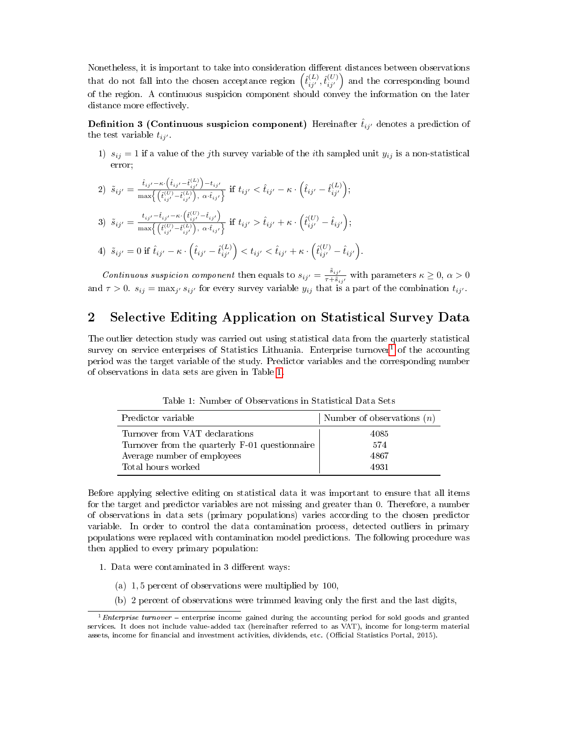Nonetheless, it is important to take into consideration different distances between observations that do not fall into the chosen acceptance region $\left(\hat{t}^{(L)}_{ij'}, \hat{t}^{(U)}_{ij'}\right)$ and the corresponding bound of the region. A continuous suspicion component should convey the information on the later distance more effectively.

**Definition 3 (Continuous suspicion component)** Hereinafter $\hat{t}_{ij'}$ denotes a prediction of the test variable $t_{ij'}$.

1) $s_{ij} = 1$ if a value of the $j$th survey variable of the $i$th sampled unit $y_{ij}$ is a non-statistical error;

2) $\tilde{s}_{ij'} = \frac{\hat{t}_{ij'} - \kappa \cdot \left(\hat{t}_{ij'} - \hat{t}^{(L)}_{ij'}\right) - t_{ij'}}{\max\left\{\left(\hat{t}^{(U)}_{ij'} - \hat{t}^{(L)}_{ij'}\right),\ \alpha \cdot \hat{t}_{ij'}\right\}}$ if $t_{ij'} < \hat{t}_{ij'} - \kappa \cdot \left(\hat{t}_{ij'} - \hat{t}^{(L)}_{ij'}\right)$;

3) $\tilde{s}_{ij'} = \frac{t_{ij'} - \hat{t}_{ij'} - \kappa \cdot \left(\hat{t}^{(U)}_{ij'} - \hat{t}_{ij'}\right)}{\max\left\{\left(\hat{t}^{(U)}_{ij'} - \hat{t}^{(L)}_{ij'}\right),\ \alpha \cdot \hat{t}_{ij'}\right\}}$ if $t_{ij'} > \hat{t}_{ij'} + \kappa \cdot \left(\hat{t}^{(U)}_{ij'} - \hat{t}_{ij'}\right)$;

4) $\tilde{s}_{ij'} = 0$ if $\hat{t}_{ij'} - \kappa \cdot \left(\hat{t}_{ij'} - \hat{t}^{(L)}_{ij'}\right) < t_{ij'} < \hat{t}_{ij'} + \kappa \cdot \left(\hat{t}^{(U)}_{ij'} - \hat{t}_{ij'}\right)$.

*Continuous suspicion component* then equals to $s_{ij'} = \frac{\tilde{s}_{ij'}}{\tau + \tilde{s}_{ij'}}$ with parameters $\kappa \geq 0$, $\alpha > 0$ and $\tau > 0$. $s_{ij} = \max_{j'} s_{ij'}$ for every survey variable $y_{ij}$ that is a part of the combination $t_{ij'}$.

## 2 Selective Editing Application on Statistical Survey Data

The outlier detection study was carried out using statistical data from the quarterly statistical survey on service enterprises of Statistics Lithuania. Enterprise turnover[1] of the accounting period was the target variable of the study. Predictor variables and the corresponding number of observations in data sets are given in Table 1.

Table 1: Number of Observations in Statistical Data Sets

| Predictor variable | Number of observations ($n$) |
|---|---|
| Turnover from VAT declarations | 4085 |
| Turnover from the quarterly F-01 questionnaire | 574 |
| Average number of employees | 4867 |
| Total hours worked | 4931 |

Before applying selective editing on statistical data it was important to ensure that all items for the target and predictor variables are not missing and greater than 0. Therefore, a number of observations in data sets (primary populations) varies according to the chosen predictor variable. In order to control the data contamination process, detected outliers in primary populations were replaced with contamination model predictions. The following procedure was then applied to every primary population:

1. Data were contaminated in 3 different ways:
   (a) 1,5 percent of observations were multiplied by 100,
   (b) 2 percent of observations were trimmed leaving only the first and the last digits,

[1] *Enterprise turnover* – enterprise income gained during the accounting period for sold goods and granted services. It does not include value-added tax (hereinafter referred to as VAT), income for long-term material assets, income for financial and investment activities, dividends, etc. (Official Statistics Portal, 2015).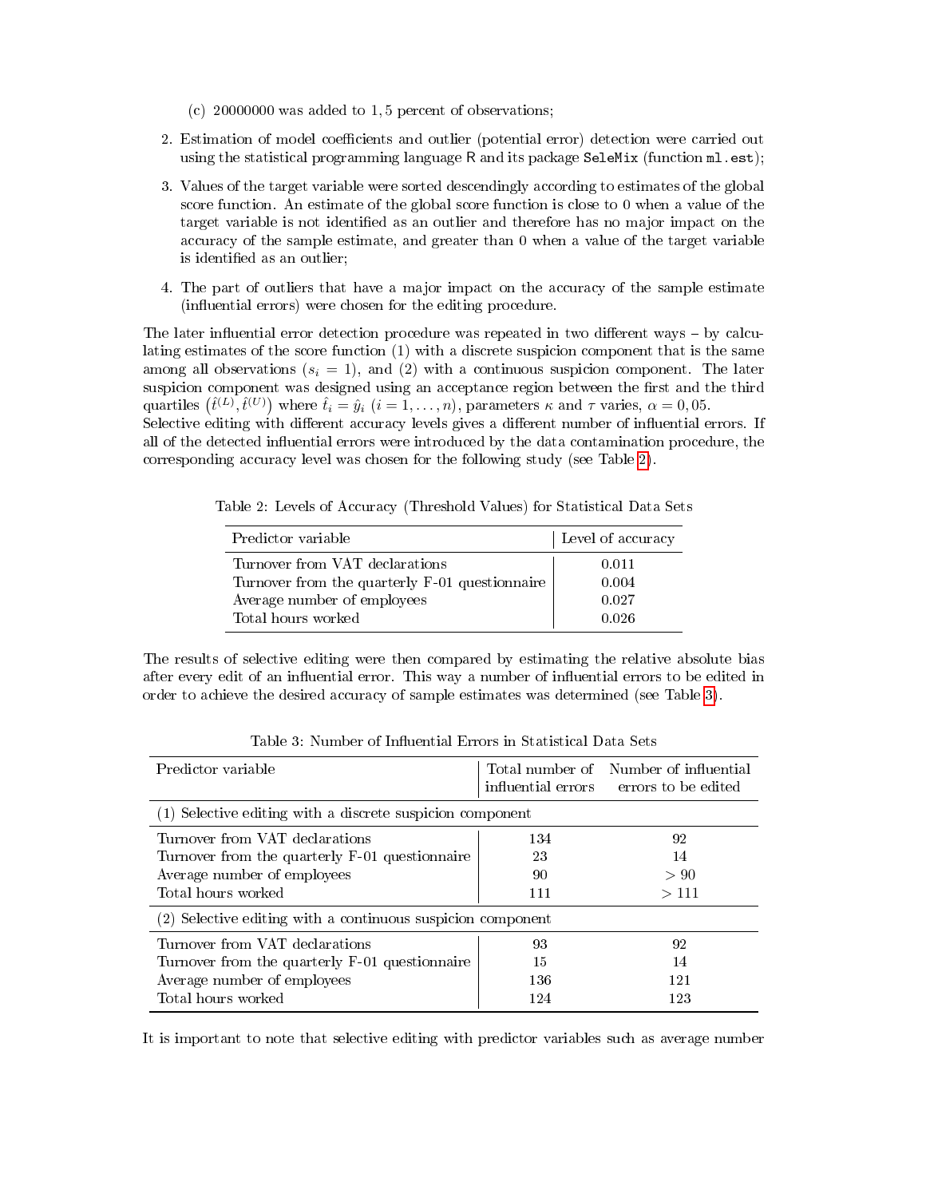(c) 20000000 was added to 1, 5 percent of observations;

2. Estimation of model coefficients and outlier (potential error) detection were carried out using the statistical programming language R and its package `SeleMix` (function `ml.est`);

3. Values of the target variable were sorted descendingly according to estimates of the global score function. An estimate of the global score function is close to 0 when a value of the target variable is not identified as an outlier and therefore has no major impact on the accuracy of the sample estimate, and greater than 0 when a value of the target variable is identified as an outlier;

4. The part of outliers that have a major impact on the accuracy of the sample estimate (influential errors) were chosen for the editing procedure.

The later influential error detection procedure was repeated in two different ways – by calculating estimates of the score function (1) with a discrete suspicion component that is the same among all observations ($s_i = 1$), and (2) with a continuous suspicion component. The later suspicion component was designed using an acceptance region between the first and the third quartiles $(\hat{t}^{(L)}, \hat{t}^{(U)})$ where $\hat{t}_i = \hat{y}_i$ $(i = 1, \ldots, n)$, parameters $\kappa$ and $\tau$ varies, $\alpha = 0,05$.
Selective editing with different accuracy levels gives a different number of influential errors. If all of the detected influential errors were introduced by the data contamination procedure, the corresponding accuracy level was chosen for the following study (see Table 2).

Table 2: Levels of Accuracy (Threshold Values) for Statistical Data Sets

| Predictor variable | Level of accuracy |
|---|---|
| Turnover from VAT declarations | 0.011 |
| Turnover from the quarterly F-01 questionnaire | 0.004 |
| Average number of employees | 0.027 |
| Total hours worked | 0.026 |

The results of selective editing were then compared by estimating the relative absolute bias after every edit of an influential error. This way a number of influential errors to be edited in order to achieve the desired accuracy of sample estimates was determined (see Table 3).

Table 3: Number of Influential Errors in Statistical Data Sets

| Predictor variable | Total number of influential errors | Number of influential errors to be edited |
|---|---|---|
| (1) Selective editing with a discrete suspicion component | | |
| Turnover from VAT declarations | 134 | 92 |
| Turnover from the quarterly F-01 questionnaire | 23 | 14 |
| Average number of employees | 90 | $> 90$ |
| Total hours worked | 111 | $> 111$ |
| (2) Selective editing with a continuous suspicion component | | |
| Turnover from VAT declarations | 93 | 92 |
| Turnover from the quarterly F-01 questionnaire | 15 | 14 |
| Average number of employees | 136 | 121 |
| Total hours worked | 124 | 123 |

It is important to note that selective editing with predictor variables such as average number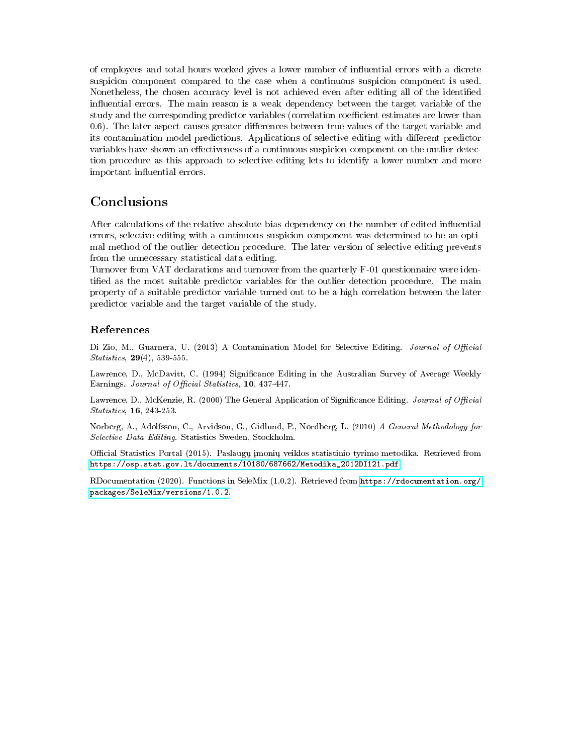of employees and total hours worked gives a lower number of influential errors with a dicrete suspicion component compared to the case when a continuous suspicion component is used. Nonetheless, the chosen accuracy level is not achieved even after editing all of the identified influential errors. The main reason is a weak dependency between the target variable of the study and the corresponding predictor variables (correlation coefficient estimates are lower than 0.6). The later aspect causes greater differences between true values of the target variable and its contamination model predictions. Applications of selective editing with different predictor variables have shown an effectiveness of a continuous suspicion component on the outlier detection procedure as this approach to selective editing lets to identify a lower number and more important influential errors.

## Conclusions

After calculations of the relative absolute bias dependency on the number of edited influential errors, selective editing with a continuous suspicion component was determined to be an optimal method of the outlier detection procedure. The later version of selective editing prevents from the unnecessary statistical data editing.
Turnover from VAT declarations and turnover from the quarterly F-01 questionnaire were identified as the most suitable predictor variables for the outlier detection procedure. The main property of a suitable predictor variable turned out to be a high correlation between the later predictor variable and the target variable of the study.

### References

Di Zio, M., Guarnera, U. (2013) A Contamination Model for Selective Editing. *Journal of Official Statistics*, **29**(4), 539-555.

Lawrence, D., McDavitt, C. (1994) Significance Editing in the Australian Survey of Average Weekly Earnings. *Journal of Official Statistics*, **10**, 437-447.

Lawrence, D., McKenzie, R. (2000) The General Application of Significance Editing. *Journal of Official Statistics*, **16**, 243-253.

Norberg, A., Adolfsson, C., Arvidson, G., Gidlund, P., Nordberg, L. (2010) *A General Methodology for Selective Data Editing*. Statistics Sweden, Stockholm.

Official Statistics Portal (2015). Paslaugų įmonių veiklos statistinio tyrimo metodika. Retrieved from https://osp.stat.gov.lt/documents/10180/687662/Metodika_2012DI121.pdf

RDocumentation (2020). Functions in SeleMix (1.0.2). Retrieved from https://rdocumentation.org/packages/SeleMix/versions/1.0.2